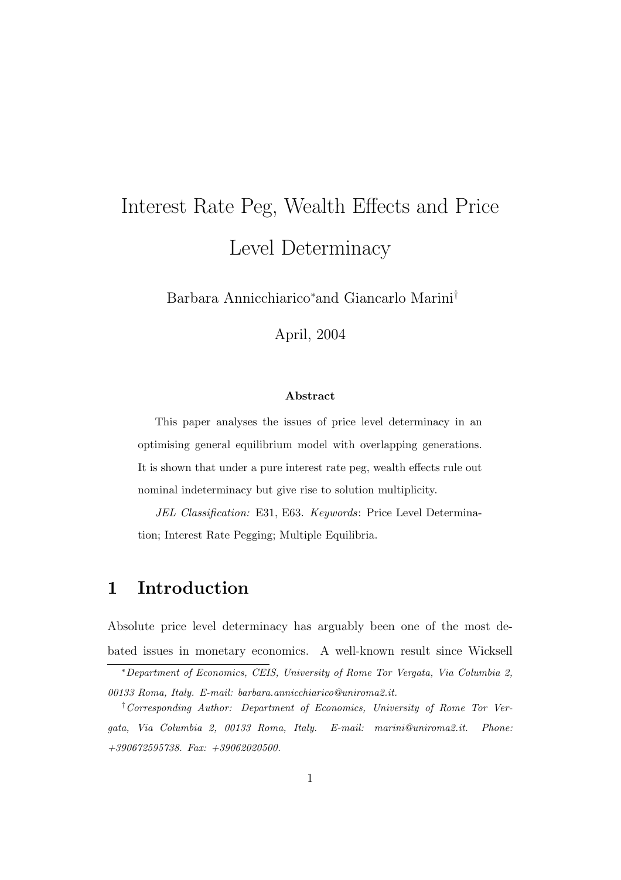# Interest Rate Peg, Wealth Effects and Price Level Determinacy

Barbara Annicchiarico[*] and Giancarlo Marini[†]

April, 2004

**Abstract**

This paper analyses the issues of price level determinacy in an optimising general equilibrium model with overlapping generations. It is shown that under a pure interest rate peg, wealth effects rule out nominal indeterminacy but give rise to solution multiplicity.

*JEL Classification:* E31, E63. *Keywords*: Price Level Determination; Interest Rate Pegging; Multiple Equilibria.

## 1 Introduction

Absolute price level determinacy has arguably been one of the most debated issues in monetary economics. A well-known result since Wicksell

---

[*] *Department of Economics, CEIS, University of Rome Tor Vergata, Via Columbia 2, 00133 Roma, Italy. E-mail: barbara.annicchiarico@uniroma2.it.*

[†] *Corresponding Author: Department of Economics, University of Rome Tor Vergata, Via Columbia 2, 00133 Roma, Italy. E-mail: marini@uniroma2.it. Phone: +390672595738. Fax: +39062020500.*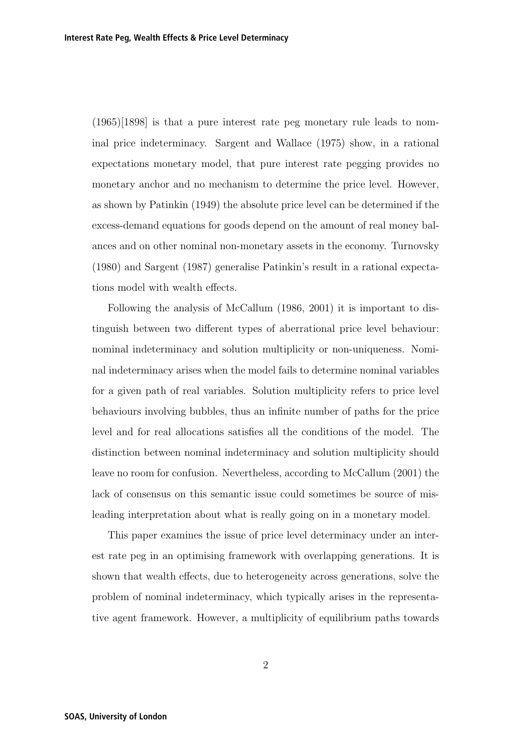(1965)[1898] is that a pure interest rate peg monetary rule leads to nominal price indeterminacy. Sargent and Wallace (1975) show, in a rational expectations monetary model, that pure interest rate pegging provides no monetary anchor and no mechanism to determine the price level. However, as shown by Patinkin (1949) the absolute price level can be determined if the excess-demand equations for goods depend on the amount of real money balances and on other nominal non-monetary assets in the economy. Turnovsky (1980) and Sargent (1987) generalise Patinkin's result in a rational expectations model with wealth effects.

Following the analysis of McCallum (1986, 2001) it is important to distinguish between two different types of aberrational price level behaviour: nominal indeterminacy and solution multiplicity or non-uniqueness. Nominal indeterminacy arises when the model fails to determine nominal variables for a given path of real variables. Solution multiplicity refers to price level behaviours involving bubbles, thus an infinite number of paths for the price level and for real allocations satisfies all the conditions of the model. The distinction between nominal indeterminacy and solution multiplicity should leave no room for confusion. Nevertheless, according to McCallum (2001) the lack of consensus on this semantic issue could sometimes be source of misleading interpretation about what is really going on in a monetary model.

This paper examines the issue of price level determinacy under an interest rate peg in an optimising framework with overlapping generations. It is shown that wealth effects, due to heterogeneity across generations, solve the problem of nominal indeterminacy, which typically arises in the representative agent framework. However, a multiplicity of equilibrium paths towards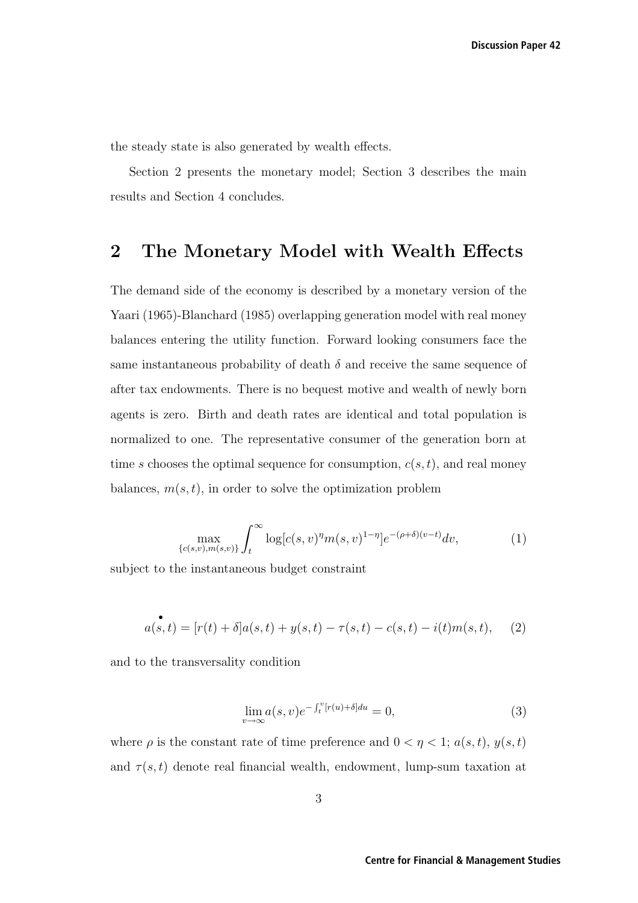the steady state is also generated by wealth effects.

Section 2 presents the monetary model; Section 3 describes the main results and Section 4 concludes.

## 2 The Monetary Model with Wealth Effects

The demand side of the economy is described by a monetary version of the Yaari (1965)-Blanchard (1985) overlapping generation model with real money balances entering the utility function. Forward looking consumers face the same instantaneous probability of death $\delta$ and receive the same sequence of after tax endowments. There is no bequest motive and wealth of newly born agents is zero. Birth and death rates are identical and total population is normalized to one. The representative consumer of the generation born at time $s$ chooses the optimal sequence for consumption, $c(s,t)$, and real money balances, $m(s,t)$, in order to solve the optimization problem

$$\max_{\{c(s,v),m(s,v)\}} \int_t^{\infty} \log[c(s,v)^{\eta} m(s,v)^{1-\eta}] e^{-(\rho+\delta)(v-t)} dv, \tag{1}$$

subject to the instantaneous budget constraint

$$\dot{a}(s,t) = [r(t)+\delta]a(s,t) + y(s,t) - \tau(s,t) - c(s,t) - i(t)m(s,t), \tag{2}$$

and to the transversality condition

$$\lim_{v\to\infty} a(s,v) e^{-\int_t^v [r(u)+\delta]du} = 0, \tag{3}$$

where $\rho$ is the constant rate of time preference and $0 < \eta < 1$; $a(s,t)$, $y(s,t)$ and $\tau(s,t)$ denote real financial wealth, endowment, lump-sum taxation at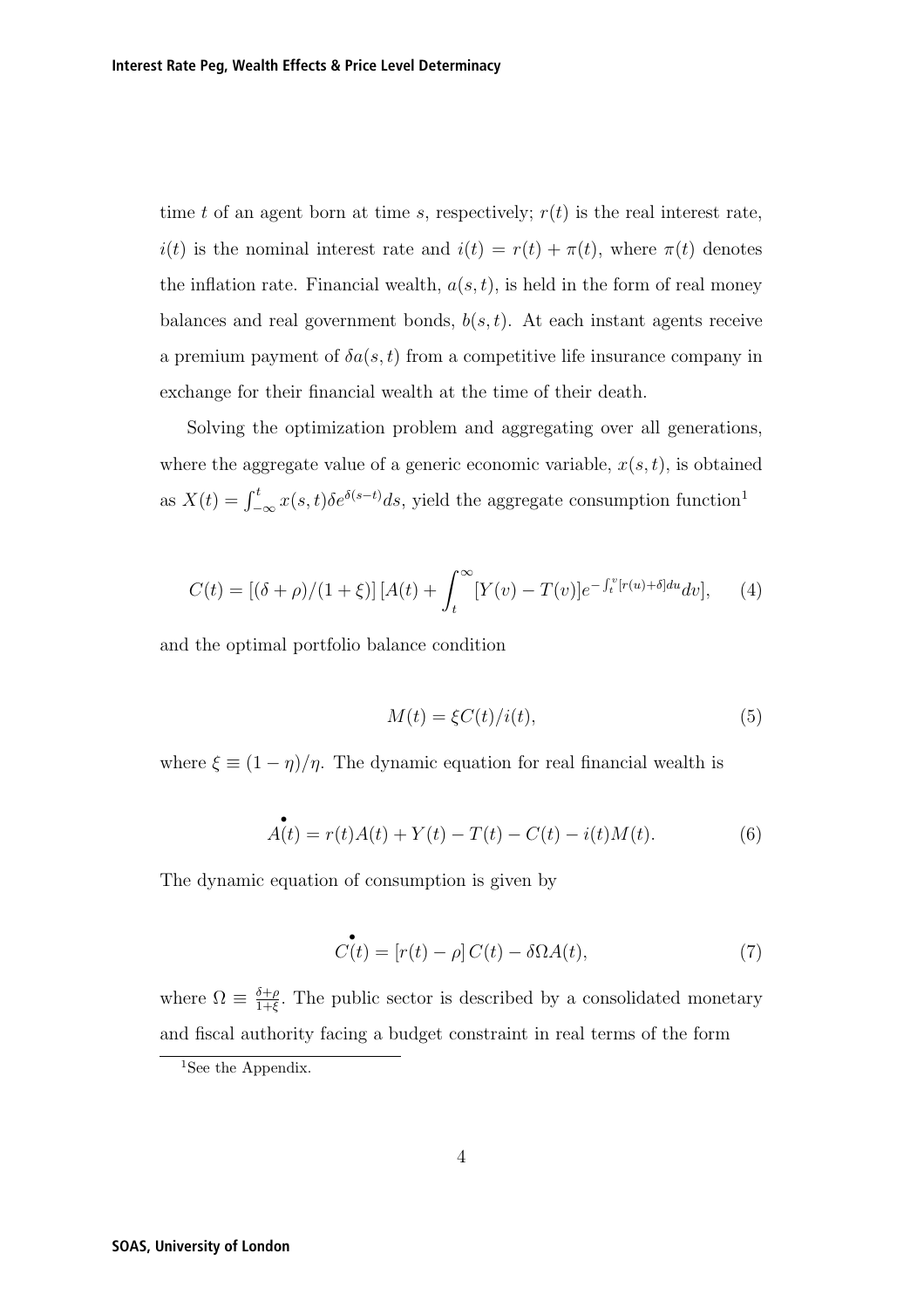time $t$ of an agent born at time $s$, respectively; $r(t)$ is the real interest rate, $i(t)$ is the nominal interest rate and $i(t) = r(t) + \pi(t)$, where $\pi(t)$ denotes the inflation rate. Financial wealth, $a(s,t)$, is held in the form of real money balances and real government bonds, $b(s,t)$. At each instant agents receive a premium payment of $\delta a(s,t)$ from a competitive life insurance company in exchange for their financial wealth at the time of their death.

Solving the optimization problem and aggregating over all generations, where the aggregate value of a generic economic variable, $x(s,t)$, is obtained as $X(t) = \int_{-\infty}^{t} x(s,t)\delta e^{\delta(s-t)} ds$, yield the aggregate consumption function[1]

$$C(t) = [(\delta+\rho)/(1+\xi)]\left[A(t) + \int_{t}^{\infty} [Y(v) - T(v)] e^{-\int_{t}^{v}[r(u)+\delta]du} dv\right], \tag{4}$$

and the optimal portfolio balance condition

$$M(t) = \xi C(t)/i(t), \tag{5}$$

where $\xi \equiv (1-\eta)/\eta$. The dynamic equation for real financial wealth is

$$\dot{A}(t) = r(t)A(t) + Y(t) - T(t) - C(t) - i(t)M(t). \tag{6}$$

The dynamic equation of consumption is given by

$$\dot{C}(t) = [r(t) - \rho]\, C(t) - \delta\Omega A(t), \tag{7}$$

where $\Omega \equiv \frac{\delta+\rho}{1+\xi}$. The public sector is described by a consolidated monetary and fiscal authority facing a budget constraint in real terms of the form

[1] See the Appendix.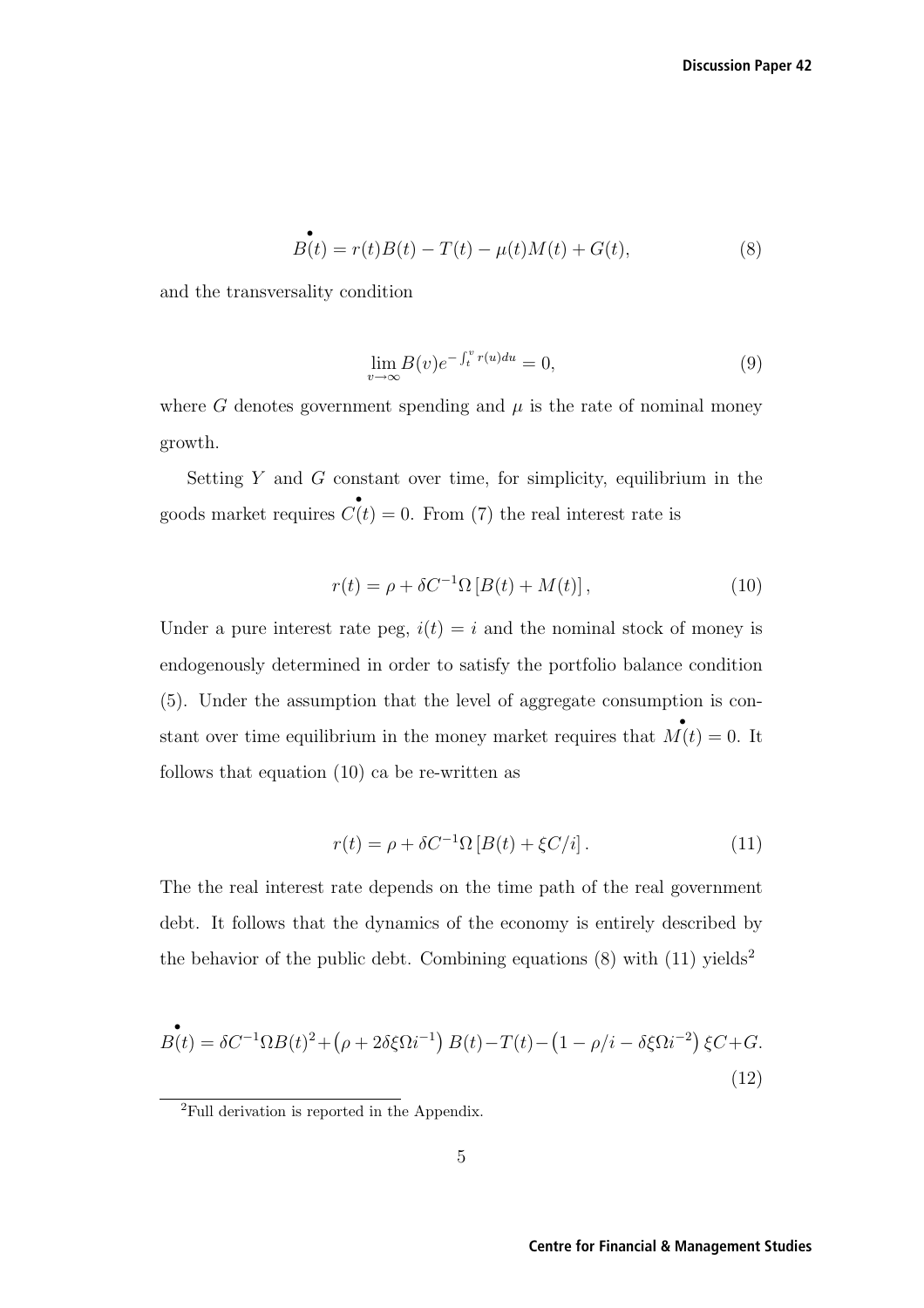$$\overset{\bullet}{B}(t) = r(t)B(t) - T(t) - \mu(t)M(t) + G(t), \tag{8}$$

and the transversality condition

$$\lim_{v \to \infty} B(v)e^{-\int_t^v r(u)du} = 0, \tag{9}$$

where $G$ denotes government spending and $\mu$ is the rate of nominal money growth.

Setting $Y$ and $G$ constant over time, for simplicity, equilibrium in the goods market requires $\overset{\bullet}{C}(t) = 0$. From (7) the real interest rate is

$$r(t) = \rho + \delta C^{-1}\Omega \left[B(t) + M(t)\right], \tag{10}$$

Under a pure interest rate peg, $i(t) = i$ and the nominal stock of money is endogenously determined in order to satisfy the portfolio balance condition (5). Under the assumption that the level of aggregate consumption is constant over time equilibrium in the money market requires that $\overset{\bullet}{M}(t) = 0$. It follows that equation (10) ca be re-written as

$$r(t) = \rho + \delta C^{-1}\Omega \left[B(t) + \xi C/i\right]. \tag{11}$$

The the real interest rate depends on the time path of the real government debt. It follows that the dynamics of the economy is entirely described by the behavior of the public debt. Combining equations (8) with (11) yields[2]

$$\overset{\bullet}{B}(t) = \delta C^{-1}\Omega B(t)^2 + \left(\rho + 2\delta\xi\Omega i^{-1}\right)B(t) - T(t) - \left(1 - \rho/i - \delta\xi\Omega i^{-2}\right)\xi C + G. \tag{12}$$

[2]Full derivation is reported in the Appendix.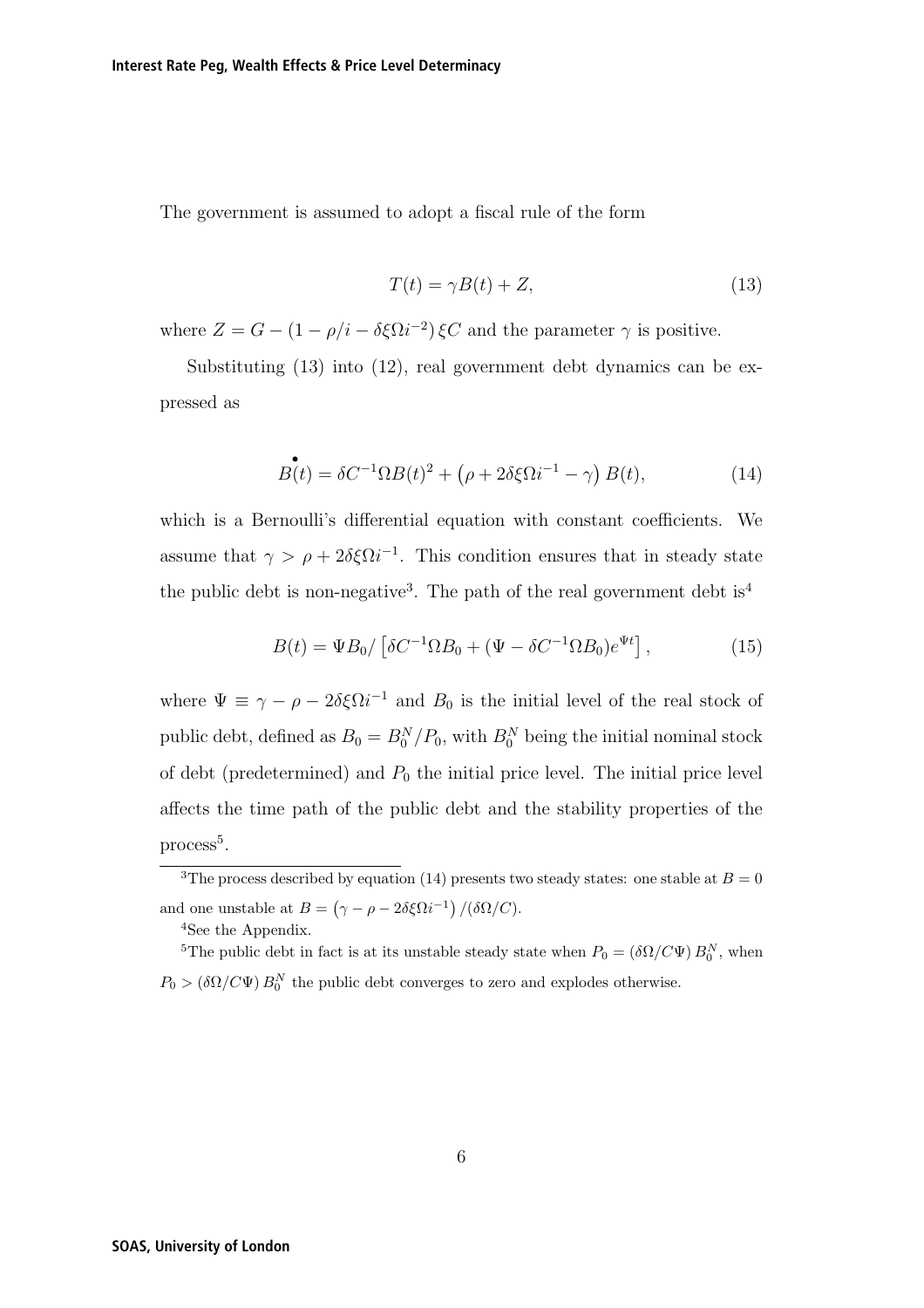The government is assumed to adopt a fiscal rule of the form

$$T(t) = \gamma B(t) + Z, \tag{13}$$

where $Z = G - (1 - \rho/i - \delta\xi\Omega i^{-2})\,\xi C$ and the parameter $\gamma$ is positive.

Substituting (13) into (12), real government debt dynamics can be expressed as

$$\overset{\bullet}{B}(t) = \delta C^{-1}\Omega B(t)^2 + \left(\rho + 2\delta\xi\Omega i^{-1} - \gamma\right) B(t), \tag{14}$$

which is a Bernoulli's differential equation with constant coefficients. We assume that $\gamma > \rho + 2\delta\xi\Omega i^{-1}$. This condition ensures that in steady state the public debt is non-negative[3]. The path of the real government debt is[4]

$$B(t) = \Psi B_0 / \left[\delta C^{-1}\Omega B_0 + (\Psi - \delta C^{-1}\Omega B_0)e^{\Psi t}\right], \tag{15}$$

where $\Psi \equiv \gamma - \rho - 2\delta\xi\Omega i^{-1}$ and $B_0$ is the initial level of the real stock of public debt, defined as $B_0 = B_0^N/P_0$, with $B_0^N$ being the initial nominal stock of debt (predetermined) and $P_0$ the initial price level. The initial price level affects the time path of the public debt and the stability properties of the process[5].

---

[3] The process described by equation (14) presents two steady states: one stable at $B = 0$ and one unstable at $B = \left(\gamma - \rho - 2\delta\xi\Omega i^{-1}\right)/(\delta\Omega/C)$.

[4] See the Appendix.

[5] The public debt in fact is at its unstable steady state when $P_0 = (\delta\Omega/C\Psi)\,B_0^N$, when $P_0 > (\delta\Omega/C\Psi)\,B_0^N$ the public debt converges to zero and explodes otherwise.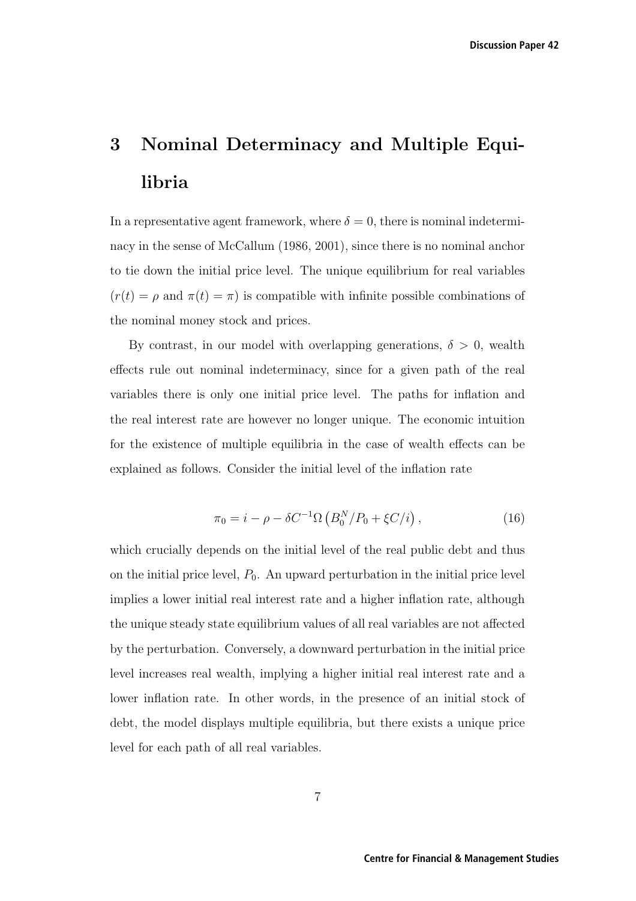# 3 Nominal Determinacy and Multiple Equilibria

In a representative agent framework, where $\delta = 0$, there is nominal indeterminacy in the sense of McCallum (1986, 2001), since there is no nominal anchor to tie down the initial price level. The unique equilibrium for real variables ($r(t) = \rho$ and $\pi(t) = \pi$) is compatible with infinite possible combinations of the nominal money stock and prices.

By contrast, in our model with overlapping generations, $\delta > 0$, wealth effects rule out nominal indeterminacy, since for a given path of the real variables there is only one initial price level. The paths for inflation and the real interest rate are however no longer unique. The economic intuition for the existence of multiple equilibria in the case of wealth effects can be explained as follows. Consider the initial level of the inflation rate

$$\pi_0 = i - \rho - \delta C^{-1} \Omega \left( B_0^N / P_0 + \xi C / i \right), \tag{16}$$

which crucially depends on the initial level of the real public debt and thus on the initial price level, $P_0$. An upward perturbation in the initial price level implies a lower initial real interest rate and a higher inflation rate, although the unique steady state equilibrium values of all real variables are not affected by the perturbation. Conversely, a downward perturbation in the initial price level increases real wealth, implying a higher initial real interest rate and a lower inflation rate. In other words, in the presence of an initial stock of debt, the model displays multiple equilibria, but there exists a unique price level for each path of all real variables.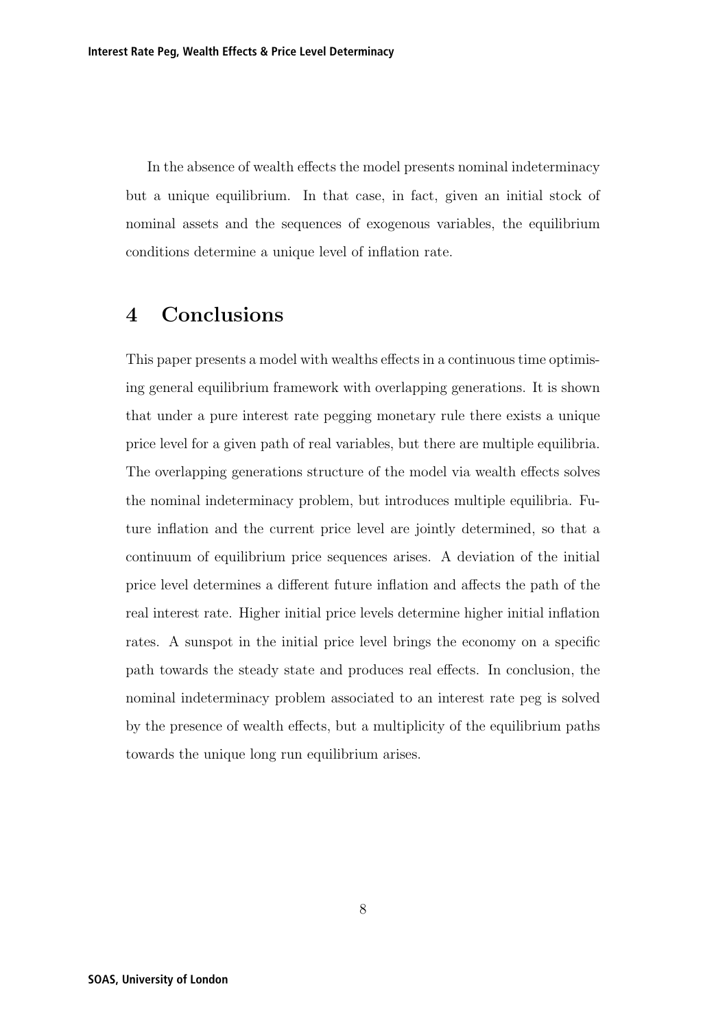In the absence of wealth effects the model presents nominal indeterminacy but a unique equilibrium. In that case, in fact, given an initial stock of nominal assets and the sequences of exogenous variables, the equilibrium conditions determine a unique level of inflation rate.

# 4 Conclusions

This paper presents a model with wealths effects in a continuous time optimising general equilibrium framework with overlapping generations. It is shown that under a pure interest rate pegging monetary rule there exists a unique price level for a given path of real variables, but there are multiple equilibria. The overlapping generations structure of the model via wealth effects solves the nominal indeterminacy problem, but introduces multiple equilibria. Future inflation and the current price level are jointly determined, so that a continuum of equilibrium price sequences arises. A deviation of the initial price level determines a different future inflation and affects the path of the real interest rate. Higher initial price levels determine higher initial inflation rates. A sunspot in the initial price level brings the economy on a specific path towards the steady state and produces real effects. In conclusion, the nominal indeterminacy problem associated to an interest rate peg is solved by the presence of wealth effects, but a multiplicity of the equilibrium paths towards the unique long run equilibrium arises.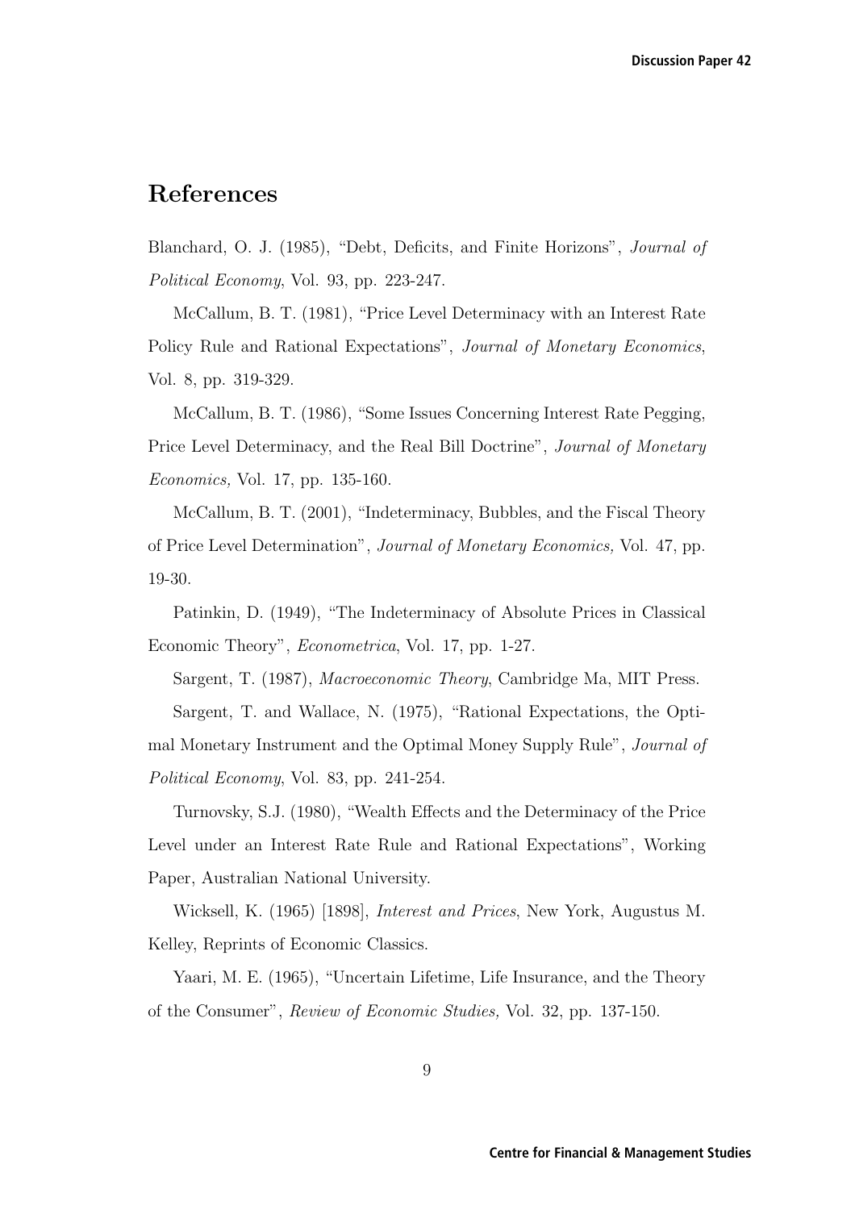## References

Blanchard, O. J. (1985), "Debt, Deficits, and Finite Horizons", *Journal of Political Economy*, Vol. 93, pp. 223-247.

McCallum, B. T. (1981), "Price Level Determinacy with an Interest Rate Policy Rule and Rational Expectations", *Journal of Monetary Economics*, Vol. 8, pp. 319-329.

McCallum, B. T. (1986), "Some Issues Concerning Interest Rate Pegging, Price Level Determinacy, and the Real Bill Doctrine", *Journal of Monetary Economics,* Vol. 17, pp. 135-160.

McCallum, B. T. (2001), "Indeterminacy, Bubbles, and the Fiscal Theory of Price Level Determination", *Journal of Monetary Economics,* Vol. 47, pp. 19-30.

Patinkin, D. (1949), "The Indeterminacy of Absolute Prices in Classical Economic Theory", *Econometrica*, Vol. 17, pp. 1-27.

Sargent, T. (1987), *Macroeconomic Theory*, Cambridge Ma, MIT Press.

Sargent, T. and Wallace, N. (1975), "Rational Expectations, the Optimal Monetary Instrument and the Optimal Money Supply Rule", *Journal of Political Economy*, Vol. 83, pp. 241-254.

Turnovsky, S.J. (1980), "Wealth Effects and the Determinacy of the Price Level under an Interest Rate Rule and Rational Expectations", Working Paper, Australian National University.

Wicksell, K. (1965) [1898], *Interest and Prices*, New York, Augustus M. Kelley, Reprints of Economic Classics.

Yaari, M. E. (1965), "Uncertain Lifetime, Life Insurance, and the Theory of the Consumer", *Review of Economic Studies,* Vol. 32, pp. 137-150.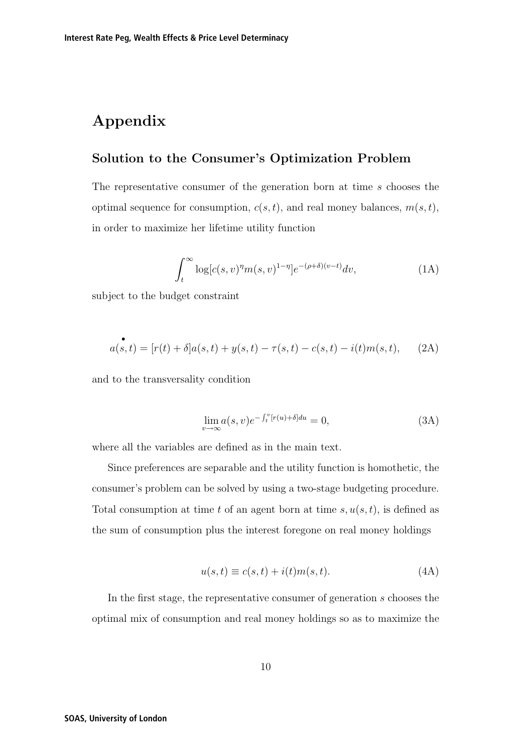# Appendix

## Solution to the Consumer's Optimization Problem

The representative consumer of the generation born at time $s$ chooses the optimal sequence for consumption, $c(s,t)$, and real money balances, $m(s,t)$, in order to maximize her lifetime utility function

$$\int_t^\infty \log[c(s,v)^\eta m(s,v)^{1-\eta}]e^{-(\rho+\delta)(v-t)}dv, \tag{1A}$$

subject to the budget constraint

$$\overset{\bullet}{a(s,t)} = [r(t)+\delta]a(s,t) + y(s,t) - \tau(s,t) - c(s,t) - i(t)m(s,t), \tag{2A}$$

and to the transversality condition

$$\lim_{v\to\infty} a(s,v)e^{-\int_t^v [r(u)+\delta]du} = 0, \tag{3A}$$

where all the variables are defined as in the main text.

Since preferences are separable and the utility function is homothetic, the consumer's problem can be solved by using a two-stage budgeting procedure. Total consumption at time $t$ of an agent born at time $s, u(s,t)$, is defined as the sum of consumption plus the interest foregone on real money holdings

$$u(s,t) \equiv c(s,t) + i(t)m(s,t). \tag{4A}$$

In the first stage, the representative consumer of generation $s$ chooses the optimal mix of consumption and real money holdings so as to maximize the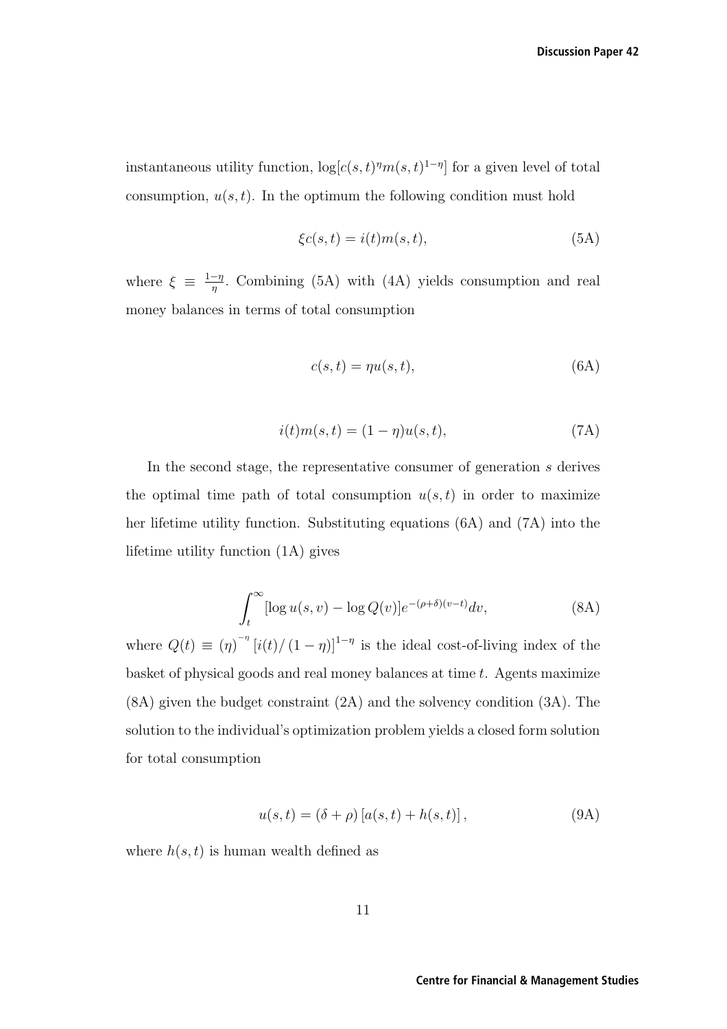instantaneous utility function, $\log[c(s,t)^{\eta}m(s,t)^{1-\eta}]$ for a given level of total consumption, $u(s,t)$. In the optimum the following condition must hold

$$\xi c(s,t) = i(t)m(s,t), \tag{5A}$$

where $\xi \equiv \frac{1-\eta}{\eta}$. Combining (5A) with (4A) yields consumption and real money balances in terms of total consumption

$$c(s,t) = \eta u(s,t), \tag{6A}$$

$$i(t)m(s,t) = (1-\eta)u(s,t), \tag{7A}$$

In the second stage, the representative consumer of generation $s$ derives the optimal time path of total consumption $u(s,t)$ in order to maximize her lifetime utility function. Substituting equations (6A) and (7A) into the lifetime utility function (1A) gives

$$\int_t^{\infty} [\log u(s,v) - \log Q(v)] e^{-(\rho+\delta)(v-t)} dv, \tag{8A}$$

where $Q(t) \equiv (\eta)^{-\eta} [i(t)/(1-\eta)]^{1-\eta}$ is the ideal cost-of-living index of the basket of physical goods and real money balances at time $t$. Agents maximize (8A) given the budget constraint (2A) and the solvency condition (3A). The solution to the individual's optimization problem yields a closed form solution for total consumption

$$u(s,t) = (\delta + \rho) [a(s,t) + h(s,t)], \tag{9A}$$

where $h(s,t)$ is human wealth defined as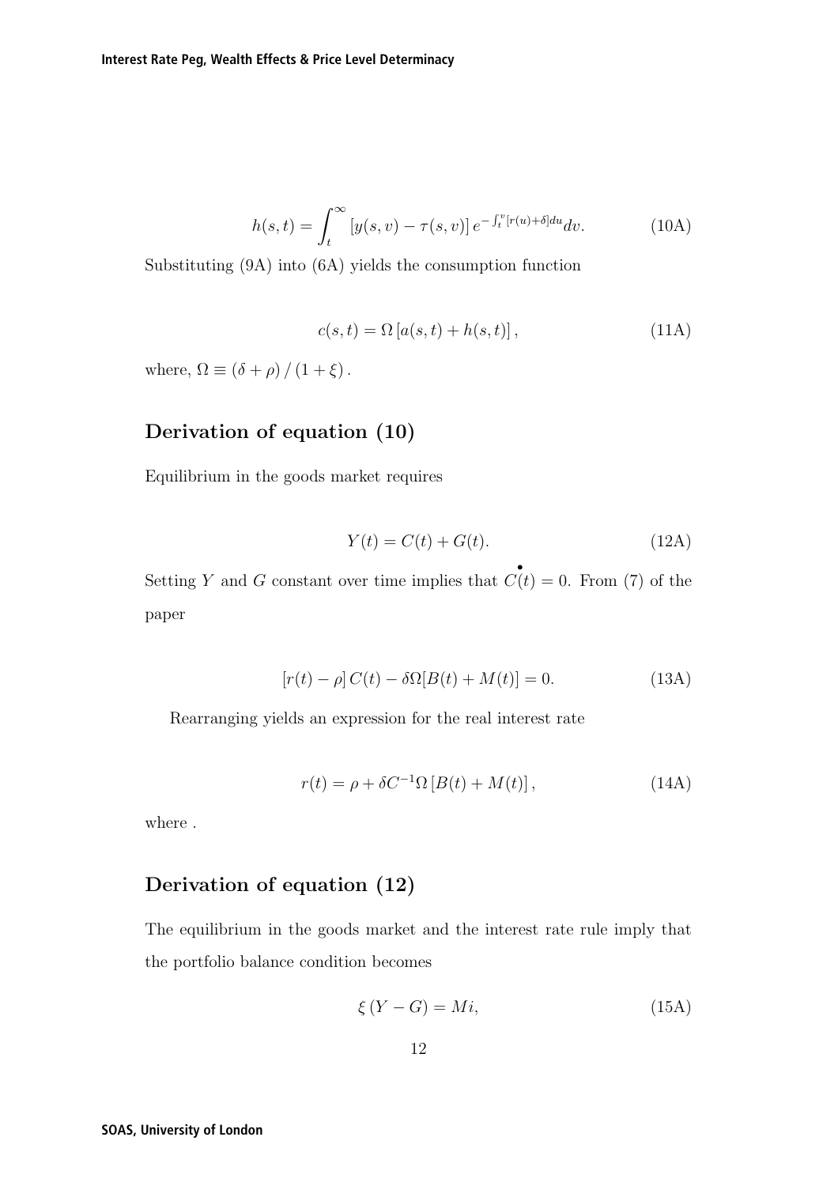$$h(s,t) = \int_t^{\infty} [y(s,v) - \tau(s,v)]\, e^{-\int_t^v [r(u)+\delta]du} dv. \tag{10A}$$

Substituting (9A) into (6A) yields the consumption function

$$c(s,t) = \Omega \left[a(s,t) + h(s,t)\right], \tag{11A}$$

where, $\Omega \equiv (\delta + \rho) / (1 + \xi)$.

## Derivation of equation (10)

Equilibrium in the goods market requires

$$Y(t) = C(t) + G(t). \tag{12A}$$

Setting $Y$ and $G$ constant over time implies that $\dot{C}(t) = 0$. From (7) of the paper

$$[r(t) - \rho]\, C(t) - \delta\Omega[B(t) + M(t)] = 0. \tag{13A}$$

Rearranging yields an expression for the real interest rate

$$r(t) = \rho + \delta C^{-1}\Omega \left[B(t) + M(t)\right], \tag{14A}$$

where .

## Derivation of equation (12)

The equilibrium in the goods market and the interest rate rule imply that the portfolio balance condition becomes

$$\xi\,(Y - G) = Mi, \tag{15A}$$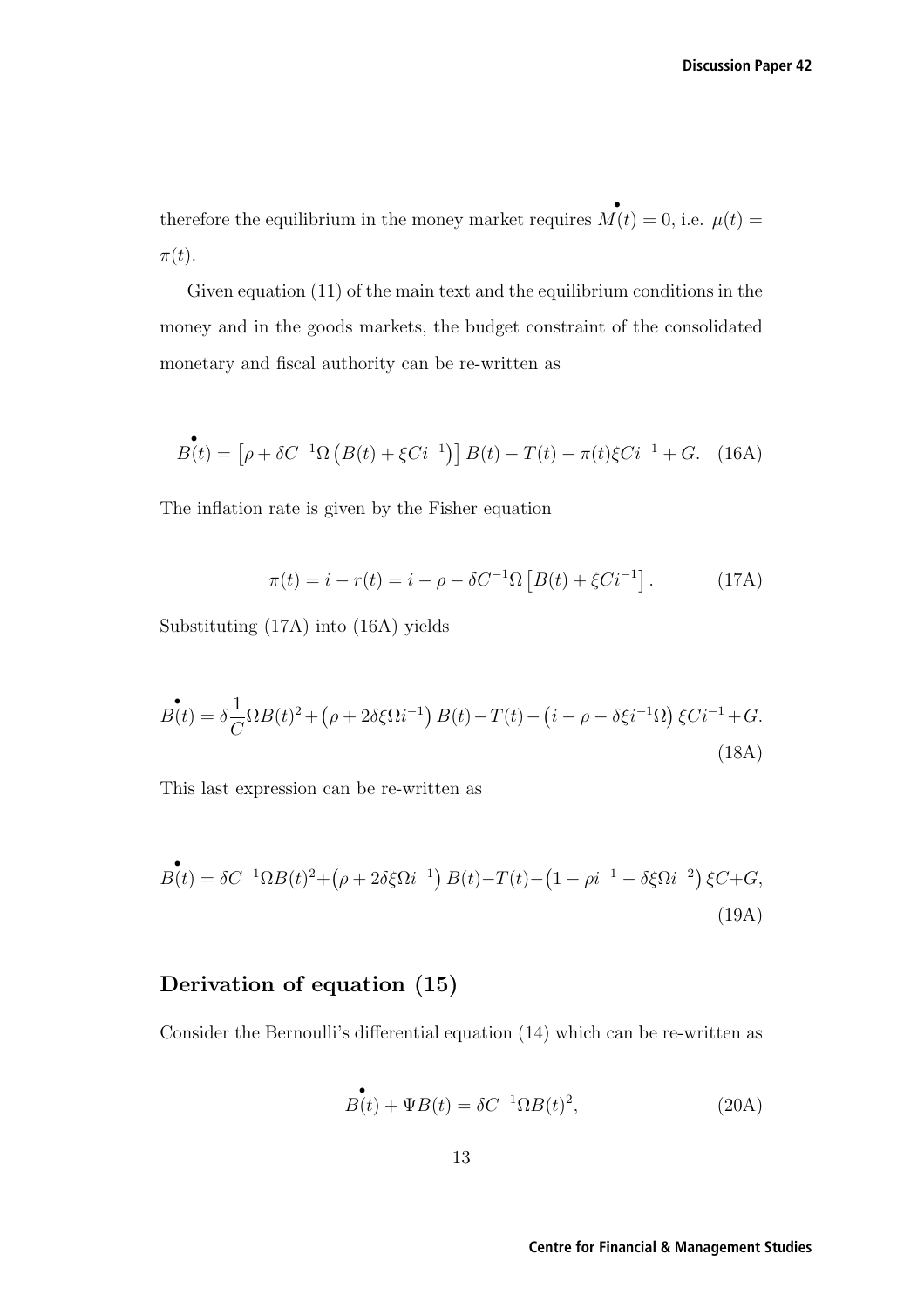therefore the equilibrium in the money market requires $\overset{\bullet}{M}(t) = 0$, i.e. $\mu(t) = \pi(t)$.

Given equation (11) of the main text and the equilibrium conditions in the money and in the goods markets, the budget constraint of the consolidated monetary and fiscal authority can be re-written as

$$\overset{\bullet}{B}(t) = \left[\rho + \delta C^{-1}\Omega\left(B(t) + \xi C i^{-1}\right)\right] B(t) - T(t) - \pi(t)\xi C i^{-1} + G. \quad (16A)$$

The inflation rate is given by the Fisher equation

$$\pi(t) = i - r(t) = i - \rho - \delta C^{-1}\Omega\left[B(t) + \xi C i^{-1}\right]. \quad (17A)$$

Substituting (17A) into (16A) yields

$$\overset{\bullet}{B}(t) = \delta\frac{1}{C}\Omega B(t)^2 + \left(\rho + 2\delta\xi\Omega i^{-1}\right) B(t) - T(t) - \left(i - \rho - \delta\xi i^{-1}\Omega\right)\xi C i^{-1} + G. \quad (18A)$$

This last expression can be re-written as

$$\overset{\bullet}{B}(t) = \delta C^{-1}\Omega B(t)^2 + \left(\rho + 2\delta\xi\Omega i^{-1}\right) B(t) - T(t) - \left(1 - \rho i^{-1} - \delta\xi\Omega i^{-2}\right)\xi C + G, \quad (19A)$$

## Derivation of equation (15)

Consider the Bernoulli's differential equation (14) which can be re-written as

$$\overset{\bullet}{B}(t) + \Psi B(t) = \delta C^{-1}\Omega B(t)^2, \quad (20A)$$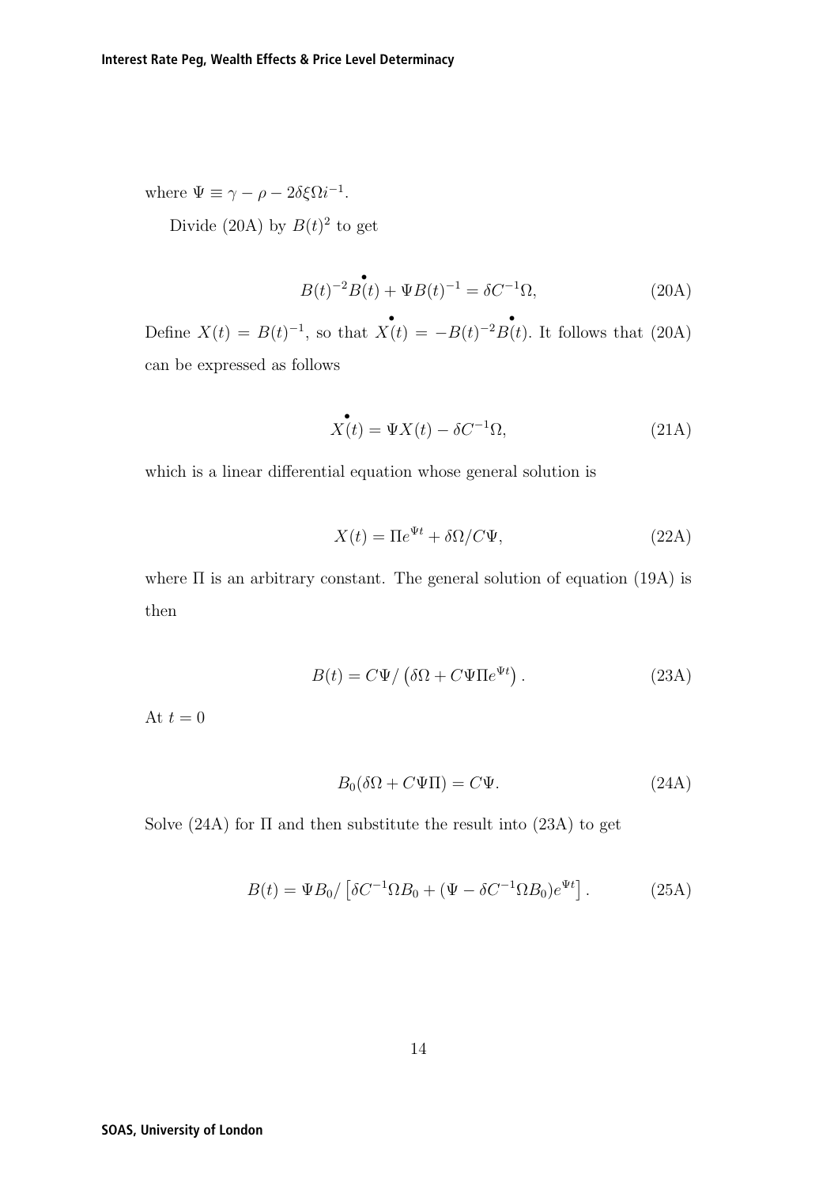where $\Psi \equiv \gamma - \rho - 2\delta\xi\Omega i^{-1}$.

Divide (20A) by $B(t)^2$ to get

$$B(t)^{-2}\overset{\bullet}{B}(t) + \Psi B(t)^{-1} = \delta C^{-1}\Omega, \tag{20A}$$

Define $X(t) = B(t)^{-1}$, so that $\overset{\bullet}{X}(t) = -B(t)^{-2}\overset{\bullet}{B}(t)$. It follows that (20A) can be expressed as follows

$$\overset{\bullet}{X}(t) = \Psi X(t) - \delta C^{-1}\Omega, \tag{21A}$$

which is a linear differential equation whose general solution is

$$X(t) = \Pi e^{\Psi t} + \delta\Omega/C\Psi, \tag{22A}$$

where $\Pi$ is an arbitrary constant. The general solution of equation (19A) is then

$$B(t) = C\Psi/\left(\delta\Omega + C\Psi\Pi e^{\Psi t}\right). \tag{23A}$$

At $t = 0$

$$B_0(\delta\Omega + C\Psi\Pi) = C\Psi. \tag{24A}$$

Solve (24A) for $\Pi$ and then substitute the result into (23A) to get

$$B(t) = \Psi B_0/\left[\delta C^{-1}\Omega B_0 + (\Psi - \delta C^{-1}\Omega B_0)e^{\Psi t}\right]. \tag{25A}$$